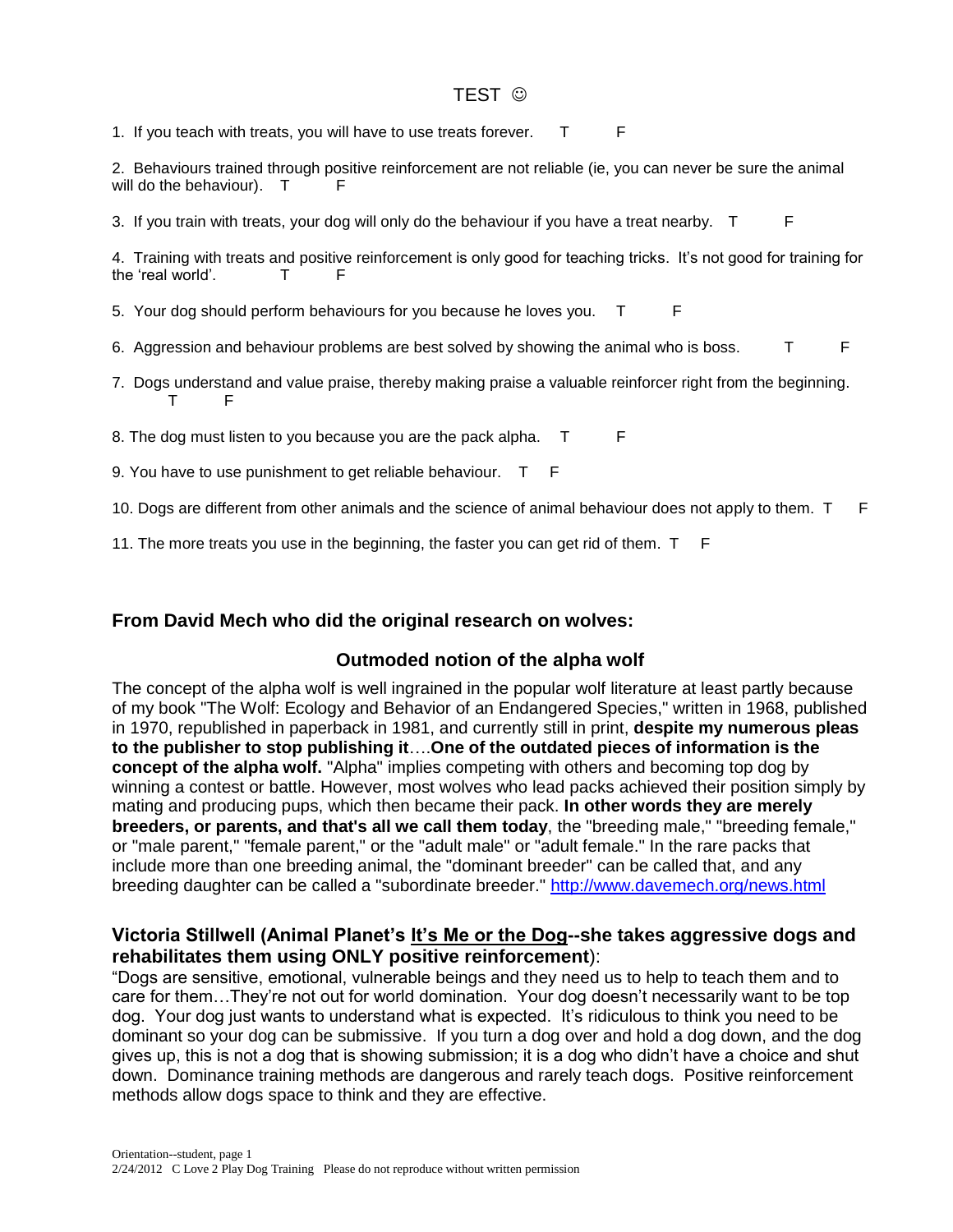TEST ☺

1. If you teach with treats, you will have to use treats forever.   T   F

2. Behaviours trained through positive reinforcement are not reliable (ie, you can never be sure the animal will do the behaviour).   T   F

3. If you train with treats, your dog will only do the behaviour if you have a treat nearby.   T   F

4. Training with treats and positive reinforcement is only good for teaching tricks. It's not good for training for the 'real world'.   T   F

5. Your dog should perform behaviours for you because he loves you.   T   F

6. Aggression and behaviour problems are best solved by showing the animal who is boss.   T   F

7. Dogs understand and value praise, thereby making praise a valuable reinforcer right from the beginning.   T   F

8. The dog must listen to you because you are the pack alpha.   T   F

9. You have to use punishment to get reliable behaviour.   T   F

10. Dogs are different from other animals and the science of animal behaviour does not apply to them.   T   F

11. The more treats you use in the beginning, the faster you can get rid of them.   T   F

## From David Mech who did the original research on wolves:

### Outmoded notion of the alpha wolf

The concept of the alpha wolf is well ingrained in the popular wolf literature at least partly because of my book "The Wolf: Ecology and Behavior of an Endangered Species," written in 1968, published in 1970, republished in paperback in 1981, and currently still in print, **despite my numerous pleas to the publisher to stop publishing it**….**One of the outdated pieces of information is the concept of the alpha wolf.** "Alpha" implies competing with others and becoming top dog by winning a contest or battle. However, most wolves who lead packs achieved their position simply by mating and producing pups, which then became their pack. **In other words they are merely breeders, or parents, and that's all we call them today**, the "breeding male," "breeding female," or "male parent," "female parent," or the "adult male" or "adult female." In the rare packs that include more than one breeding animal, the "dominant breeder" can be called that, and any breeding daughter can be called a "subordinate breeder." http://www.davemech.org/news.html

## Victoria Stillwell (Animal Planet's It's Me or the Dog--she takes aggressive dogs and rehabilitates them using ONLY positive reinforcement):

"Dogs are sensitive, emotional, vulnerable beings and they need us to help to teach them and to care for them…They're not out for world domination. Your dog doesn't necessarily want to be top dog. Your dog just wants to understand what is expected. It's ridiculous to think you need to be dominant so your dog can be submissive. If you turn a dog over and hold a dog down, and the dog gives up, this is not a dog that is showing submission; it is a dog who didn't have a choice and shut down. Dominance training methods are dangerous and rarely teach dogs. Positive reinforcement methods allow dogs space to think and they are effective.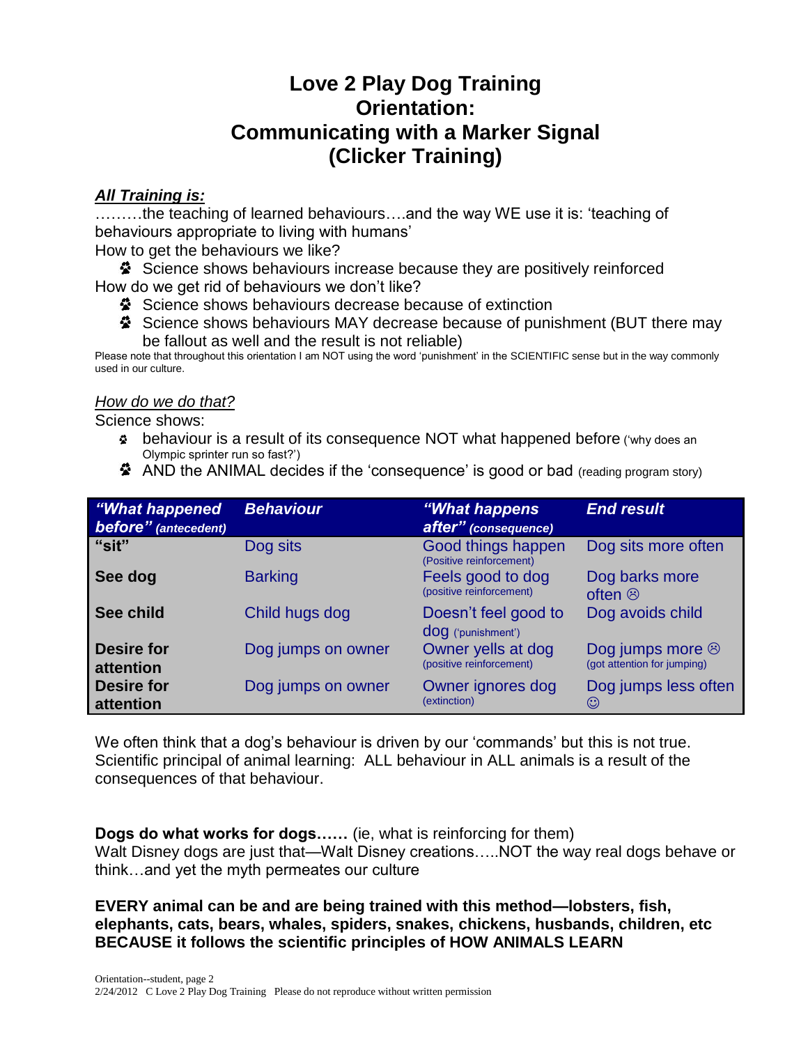# Love 2 Play Dog Training Orientation: Communicating with a Marker Signal (Clicker Training)

***All Training is:***

………the teaching of learned behaviours….and the way WE use it is: 'teaching of behaviours appropriate to living with humans'

How to get the behaviours we like?

- Science shows behaviours increase because they are positively reinforced

How do we get rid of behaviours we don't like?

- Science shows behaviours decrease because of extinction
- Science shows behaviours MAY decrease because of punishment (BUT there may be fallout as well and the result is not reliable)

Please note that throughout this orientation I am NOT using the word 'punishment' in the SCIENTIFIC sense but in the way commonly used in our culture.

*How do we do that?*

Science shows:

- behaviour is a result of its consequence NOT what happened before ('why does an Olympic sprinter run so fast?')
- AND the ANIMAL decides if the 'consequence' is good or bad (reading program story)

| *"What happened before" (antecedent)* | *Behaviour* | *"What happens after" (consequence)* | *End result* |
|---|---|---|---|
| **"sit"** | Dog sits | Good things happen (Positive reinforcement) | Dog sits more often |
| **See dog** | Barking | Feels good to dog (positive reinforcement) | Dog barks more often ☹ |
| **See child** | Child hugs dog | Doesn't feel good to dog ('punishment') | Dog avoids child |
| **Desire for attention** | Dog jumps on owner | Owner yells at dog (positive reinforcement) | Dog jumps more ☹ (got attention for jumping) |
| **Desire for attention** | Dog jumps on owner | Owner ignores dog (extinction) | Dog jumps less often ☺ |

We often think that a dog's behaviour is driven by our 'commands' but this is not true. Scientific principal of animal learning: ALL behaviour in ALL animals is a result of the consequences of that behaviour.

**Dogs do what works for dogs……** (ie, what is reinforcing for them)
Walt Disney dogs are just that—Walt Disney creations…..NOT the way real dogs behave or think…and yet the myth permeates our culture

**EVERY animal can be and are being trained with this method—lobsters, fish, elephants, cats, bears, whales, spiders, snakes, chickens, husbands, children, etc BECAUSE it follows the scientific principles of HOW ANIMALS LEARN**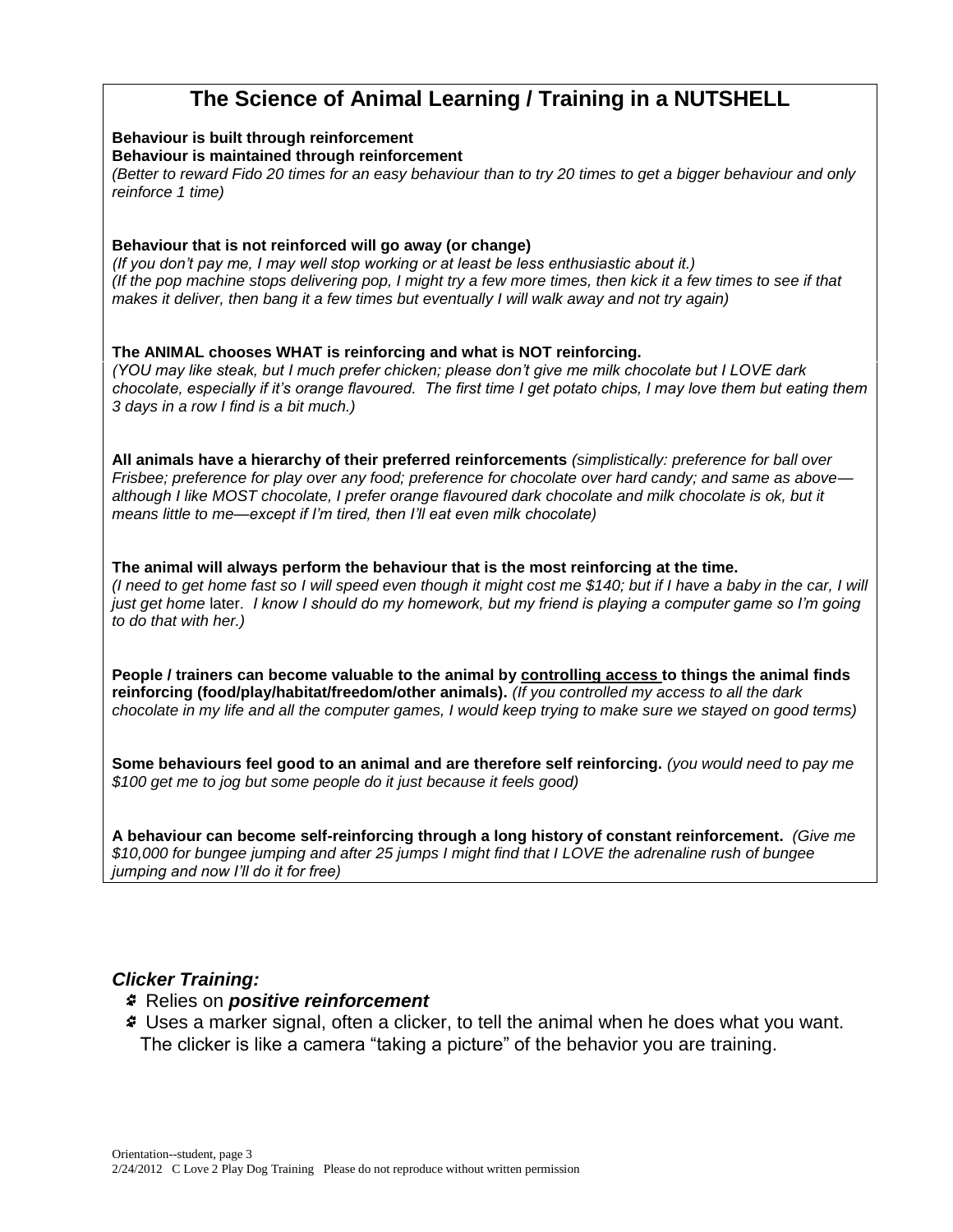# The Science of Animal Learning / Training in a NUTSHELL

**Behaviour is built through reinforcement**
**Behaviour is maintained through reinforcement**
*(Better to reward Fido 20 times for an easy behaviour than to try 20 times to get a bigger behaviour and only reinforce 1 time)*

**Behaviour that is not reinforced will go away (or change)**
*(If you don't pay me, I may well stop working or at least be less enthusiastic about it.)*
*(If the pop machine stops delivering pop, I might try a few more times, then kick it a few times to see if that makes it deliver, then bang it a few times but eventually I will walk away and not try again)*

**The ANIMAL chooses WHAT is reinforcing and what is NOT reinforcing.**
*(YOU may like steak, but I much prefer chicken; please don't give me milk chocolate but I LOVE dark chocolate, especially if it's orange flavoured. The first time I get potato chips, I may love them but eating them 3 days in a row I find is a bit much.)*

**All animals have a hierarchy of their preferred reinforcements** *(simplistically: preference for ball over Frisbee; preference for play over any food; preference for chocolate over hard candy; and same as above—although I like MOST chocolate, I prefer orange flavoured dark chocolate and milk chocolate is ok, but it means little to me—except if I'm tired, then I'll eat even milk chocolate)*

**The animal will always perform the behaviour that is the most reinforcing at the time.**
*(I need to get home fast so I will speed even though it might cost me $140; but if I have a baby in the car, I will just get home* later*. I know I should do my homework, but my friend is playing a computer game so I'm going to do that with her.)*

**People / trainers can become valuable to the animal by <u>controlling access</u> to things the animal finds reinforcing (food/play/habitat/freedom/other animals).** *(If you controlled my access to all the dark chocolate in my life and all the computer games, I would keep trying to make sure we stayed on good terms)*

**Some behaviours feel good to an animal and are therefore self reinforcing.** *(you would need to pay me $100 get me to jog but some people do it just because it feels good)*

**A behaviour can become self-reinforcing through a long history of constant reinforcement.** *(Give me $10,000 for bungee jumping and after 25 jumps I might find that I LOVE the adrenaline rush of bungee jumping and now I'll do it for free)*

### *Clicker Training:*

- Relies on ***positive reinforcement***
- Uses a marker signal, often a clicker, to tell the animal when he does what you want. The clicker is like a camera "taking a picture" of the behavior you are training.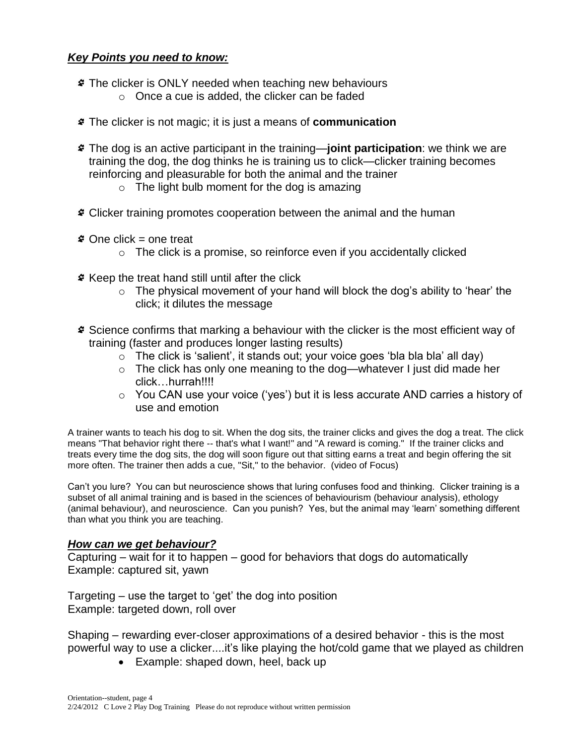***Key Points you need to know:***

- The clicker is ONLY needed when teaching new behaviours
  - Once a cue is added, the clicker can be faded
- The clicker is not magic; it is just a means of **communication**
- The dog is an active participant in the training—**joint participation**: we think we are training the dog, the dog thinks he is training us to click—clicker training becomes reinforcing and pleasurable for both the animal and the trainer
  - The light bulb moment for the dog is amazing
- Clicker training promotes cooperation between the animal and the human
- One click = one treat
  - The click is a promise, so reinforce even if you accidentally clicked
- Keep the treat hand still until after the click
  - The physical movement of your hand will block the dog's ability to 'hear' the click; it dilutes the message
- Science confirms that marking a behaviour with the clicker is the most efficient way of training (faster and produces longer lasting results)
  - The click is 'salient', it stands out; your voice goes 'bla bla bla' all day)
  - The click has only one meaning to the dog—whatever I just did made her click…hurrah!!!!
  - You CAN use your voice ('yes') but it is less accurate AND carries a history of use and emotion

A trainer wants to teach his dog to sit. When the dog sits, the trainer clicks and gives the dog a treat. The click means "That behavior right there -- that's what I want!" and "A reward is coming." If the trainer clicks and treats every time the dog sits, the dog will soon figure out that sitting earns a treat and begin offering the sit more often. The trainer then adds a cue, "Sit," to the behavior. (video of Focus)

Can't you lure? You can but neuroscience shows that luring confuses food and thinking. Clicker training is a subset of all animal training and is based in the sciences of behaviourism (behaviour analysis), ethology (animal behaviour), and neuroscience. Can you punish? Yes, but the animal may 'learn' something different than what you think you are teaching.

***How can we get behaviour?***

Capturing – wait for it to happen – good for behaviors that dogs do automatically
Example: captured sit, yawn

Targeting – use the target to 'get' the dog into position
Example: targeted down, roll over

Shaping – rewarding ever-closer approximations of a desired behavior - this is the most powerful way to use a clicker....it's like playing the hot/cold game that we played as children

- Example: shaped down, heel, back up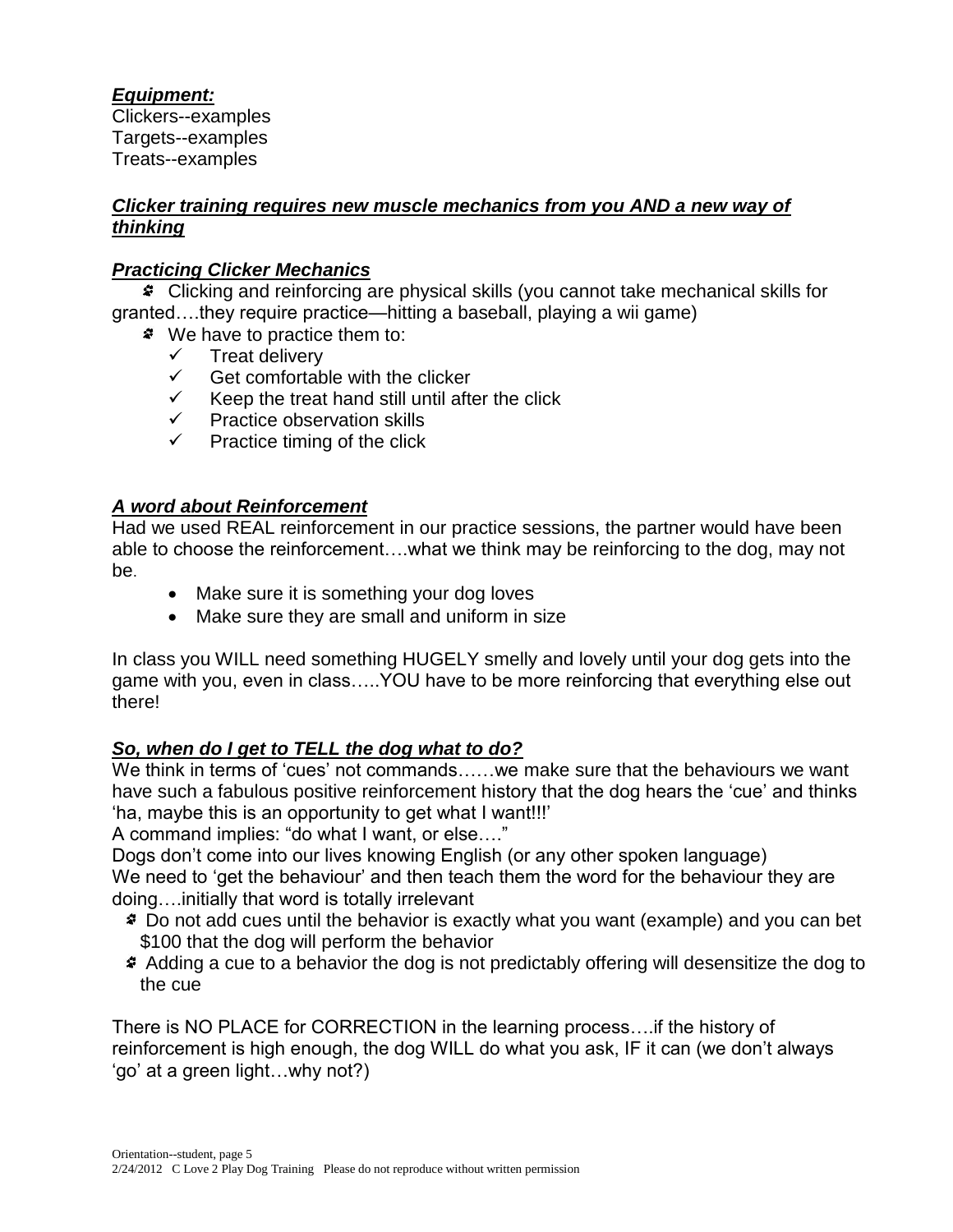***Equipment:***
Clickers--examples
Targets--examples
Treats--examples

***Clicker training requires new muscle mechanics from you AND a new way of thinking***

***Practicing Clicker Mechanics***

- Clicking and reinforcing are physical skills (you cannot take mechanical skills for granted….they require practice—hitting a baseball, playing a wii game)
- We have to practice them to:
  - ✓ Treat delivery
  - ✓ Get comfortable with the clicker
  - ✓ Keep the treat hand still until after the click
  - ✓ Practice observation skills
  - ✓ Practice timing of the click

***A word about Reinforcement***

Had we used REAL reinforcement in our practice sessions, the partner would have been able to choose the reinforcement….what we think may be reinforcing to the dog, may not be.

- Make sure it is something your dog loves
- Make sure they are small and uniform in size

In class you WILL need something HUGELY smelly and lovely until your dog gets into the game with you, even in class…..YOU have to be more reinforcing that everything else out there!

***So, when do I get to TELL the dog what to do?***

We think in terms of 'cues' not commands……we make sure that the behaviours we want have such a fabulous positive reinforcement history that the dog hears the 'cue' and thinks 'ha, maybe this is an opportunity to get what I want!!!'
A command implies: "do what I want, or else…."
Dogs don't come into our lives knowing English (or any other spoken language)
We need to 'get the behaviour' and then teach them the word for the behaviour they are doing….initially that word is totally irrelevant

- Do not add cues until the behavior is exactly what you want (example) and you can bet $100 that the dog will perform the behavior
- Adding a cue to a behavior the dog is not predictably offering will desensitize the dog to the cue

There is NO PLACE for CORRECTION in the learning process….if the history of reinforcement is high enough, the dog WILL do what you ask, IF it can (we don't always 'go' at a green light…why not?)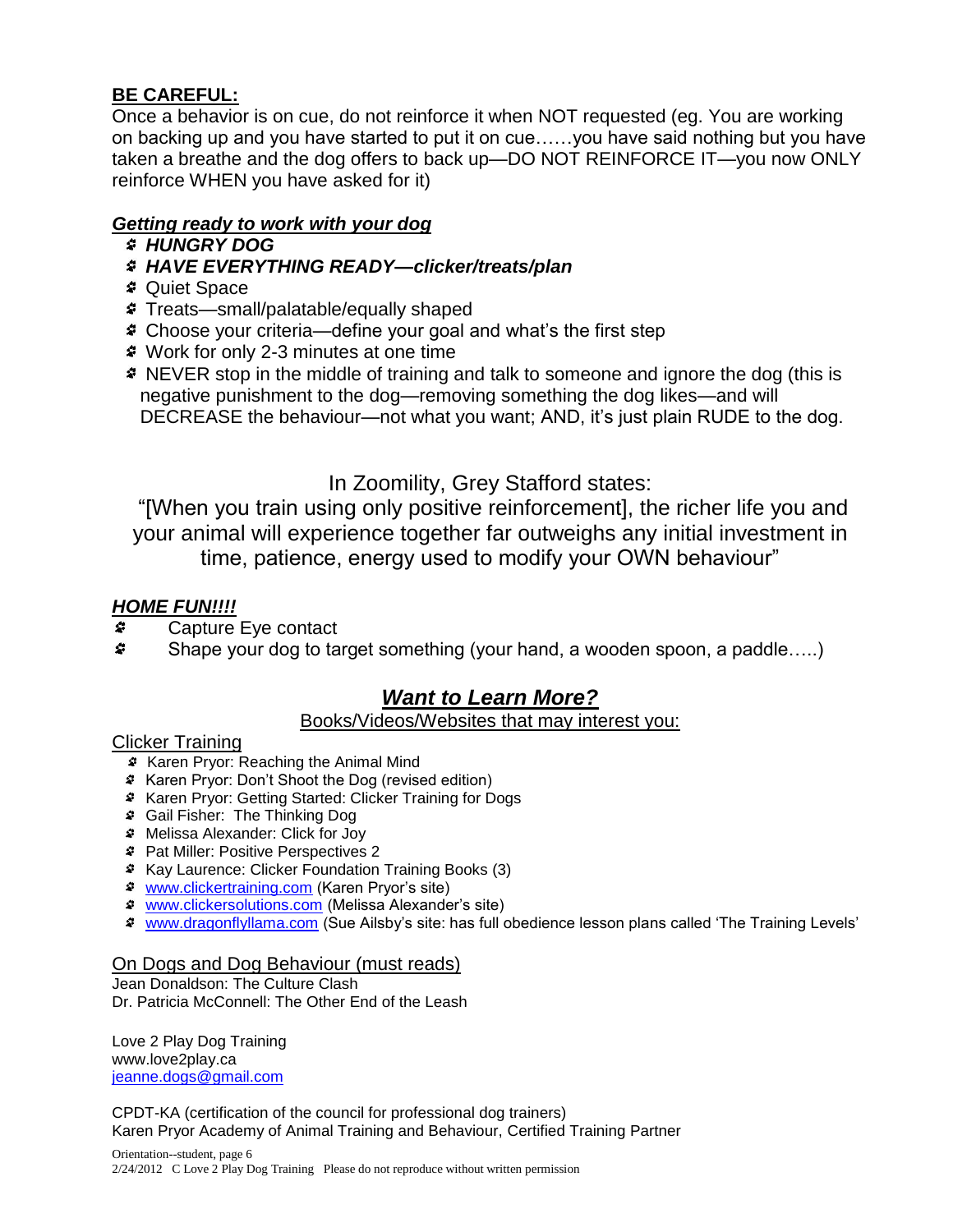**BE CAREFUL:**

Once a behavior is on cue, do not reinforce it when NOT requested (eg. You are working on backing up and you have started to put it on cue……you have said nothing but you have taken a breathe and the dog offers to back up—DO NOT REINFORCE IT—you now ONLY reinforce WHEN you have asked for it)

***Getting ready to work with your dog***

- ***HUNGRY DOG***
- ***HAVE EVERYTHING READY—clicker/treats/plan***
- Quiet Space
- Treats—small/palatable/equally shaped
- Choose your criteria—define your goal and what's the first step
- Work for only 2-3 minutes at one time
- NEVER stop in the middle of training and talk to someone and ignore the dog (this is negative punishment to the dog—removing something the dog likes—and will DECREASE the behaviour—not what you want; AND, it's just plain RUDE to the dog.

In Zoomility, Grey Stafford states:

"[When you train using only positive reinforcement], the richer life you and your animal will experience together far outweighs any initial investment in time, patience, energy used to modify your OWN behaviour"

***HOME FUN!!!!***

- Capture Eye contact
- Shape your dog to target something (your hand, a wooden spoon, a paddle…..)

## ***Want to Learn More?***

Books/Videos/Websites that may interest you:

Clicker Training

- Karen Pryor: Reaching the Animal Mind
- Karen Pryor: Don't Shoot the Dog (revised edition)
- Karen Pryor: Getting Started: Clicker Training for Dogs
- Gail Fisher: The Thinking Dog
- Melissa Alexander: Click for Joy
- Pat Miller: Positive Perspectives 2
- Kay Laurence: Clicker Foundation Training Books (3)
- www.clickertraining.com (Karen Pryor's site)
- www.clickersolutions.com (Melissa Alexander's site)
- www.dragonflyllama.com (Sue Ailsby's site: has full obedience lesson plans called 'The Training Levels'

On Dogs and Dog Behaviour (must reads)

Jean Donaldson: The Culture Clash
Dr. Patricia McConnell: The Other End of the Leash

Love 2 Play Dog Training
www.love2play.ca
jeanne.dogs@gmail.com

CPDT-KA (certification of the council for professional dog trainers)
Karen Pryor Academy of Animal Training and Behaviour, Certified Training Partner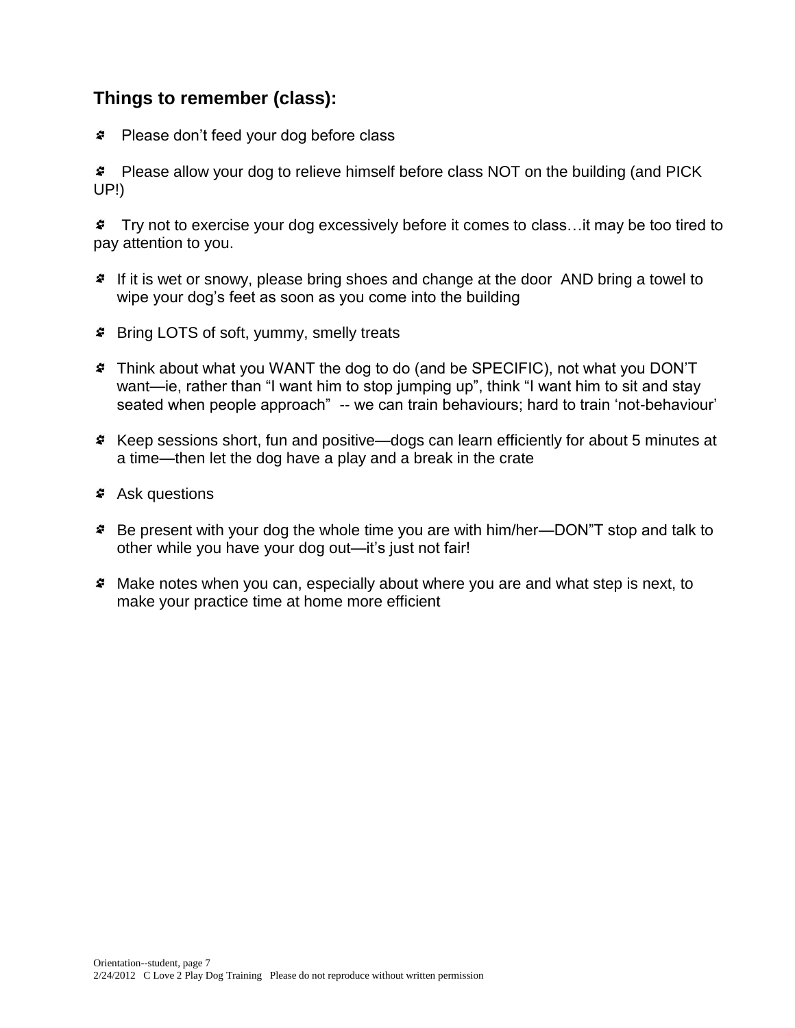## Things to remember (class):

- Please don't feed your dog before class
- Please allow your dog to relieve himself before class NOT on the building (and PICK UP!)
- Try not to exercise your dog excessively before it comes to class…it may be too tired to pay attention to you.
- If it is wet or snowy, please bring shoes and change at the door AND bring a towel to wipe your dog's feet as soon as you come into the building
- Bring LOTS of soft, yummy, smelly treats
- Think about what you WANT the dog to do (and be SPECIFIC), not what you DON'T want—ie, rather than "I want him to stop jumping up", think "I want him to sit and stay seated when people approach" -- we can train behaviours; hard to train 'not-behaviour'
- Keep sessions short, fun and positive—dogs can learn efficiently for about 5 minutes at a time—then let the dog have a play and a break in the crate
- Ask questions
- Be present with your dog the whole time you are with him/her—DON"T stop and talk to other while you have your dog out—it's just not fair!
- Make notes when you can, especially about where you are and what step is next, to make your practice time at home more efficient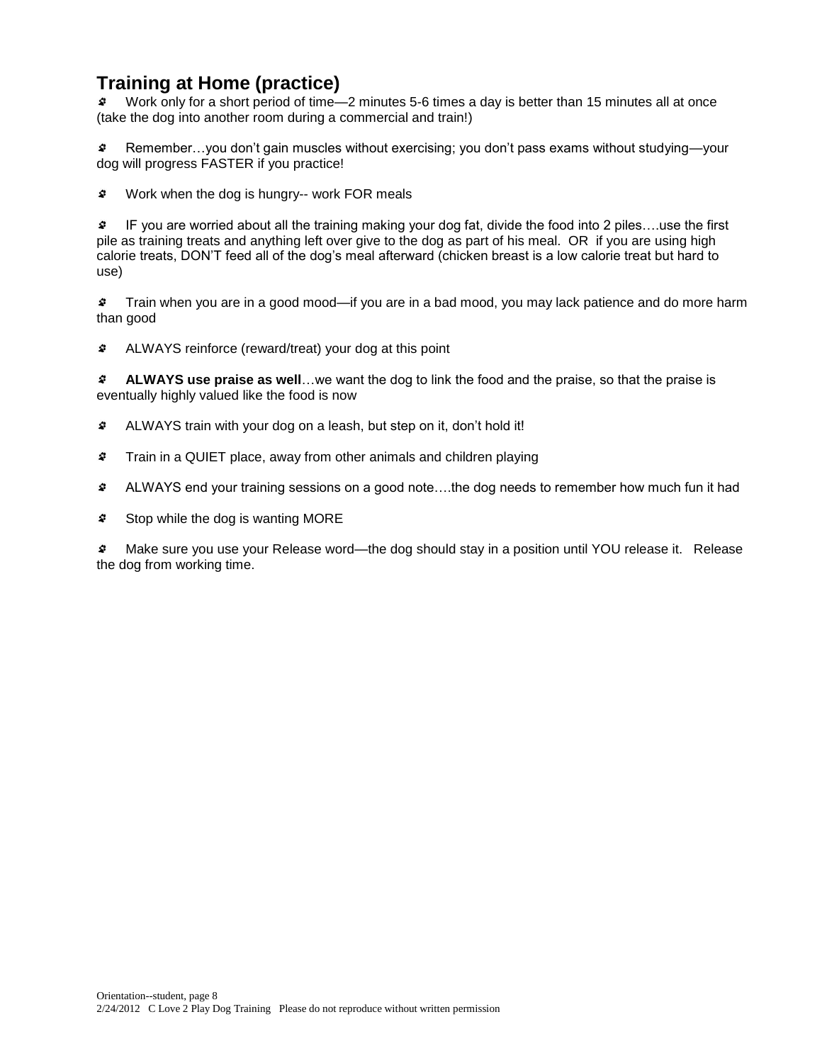## Training at Home (practice)

- Work only for a short period of time—2 minutes 5-6 times a day is better than 15 minutes all at once (take the dog into another room during a commercial and train!)
- Remember…you don't gain muscles without exercising; you don't pass exams without studying—your dog will progress FASTER if you practice!
- Work when the dog is hungry-- work FOR meals
- IF you are worried about all the training making your dog fat, divide the food into 2 piles….use the first pile as training treats and anything left over give to the dog as part of his meal. OR if you are using high calorie treats, DON'T feed all of the dog's meal afterward (chicken breast is a low calorie treat but hard to use)
- Train when you are in a good mood—if you are in a bad mood, you may lack patience and do more harm than good
- ALWAYS reinforce (reward/treat) your dog at this point
- **ALWAYS use praise as well**…we want the dog to link the food and the praise, so that the praise is eventually highly valued like the food is now
- ALWAYS train with your dog on a leash, but step on it, don't hold it!
- Train in a QUIET place, away from other animals and children playing
- ALWAYS end your training sessions on a good note….the dog needs to remember how much fun it had
- Stop while the dog is wanting MORE
- Make sure you use your Release word—the dog should stay in a position until YOU release it. Release the dog from working time.